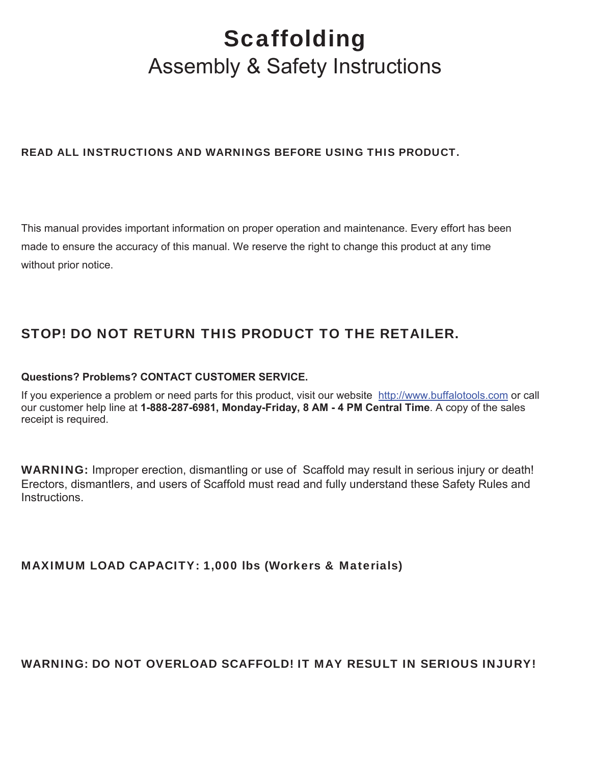# Scaffolding

## Assembly & Safety Instructions

**READ ALL INSTRUCTIONS AND WARNINGS BEFORE USING THIS PRODUCT.**

This manual provides important information on proper operation and maintenance. Every effort has been made to ensure the accuracy of this manual. We reserve the right to change this product at any time without prior notice.

## STOP! DO NOT RETURN THIS PRODUCT TO THE RETAILER.

**Questions? Problems? CONTACT CUSTOMER SERVICE.**

If you experience a problem or need parts for this product, visit our website [http://www.buffalotools.com](http://www.buffalotools.com) or call our customer help line at **1-888-287-6981, Monday-Friday, 8 AM - 4 PM Central Time**. A copy of the sales receipt is required.

**WARNING:** Improper erection, dismantling or use of Scaffold may result in serious injury or death! Erectors, dismantlers, and users of Scaffold must read and fully understand these Safety Rules and Instructions.

**MAXIMUM LOAD CAPACITY: 1,000 lbs (Workers & Materials)**

**WARNING: DO NOT OVERLOAD SCAFFOLD! IT MAY RESULT IN SERIOUS INJURY!**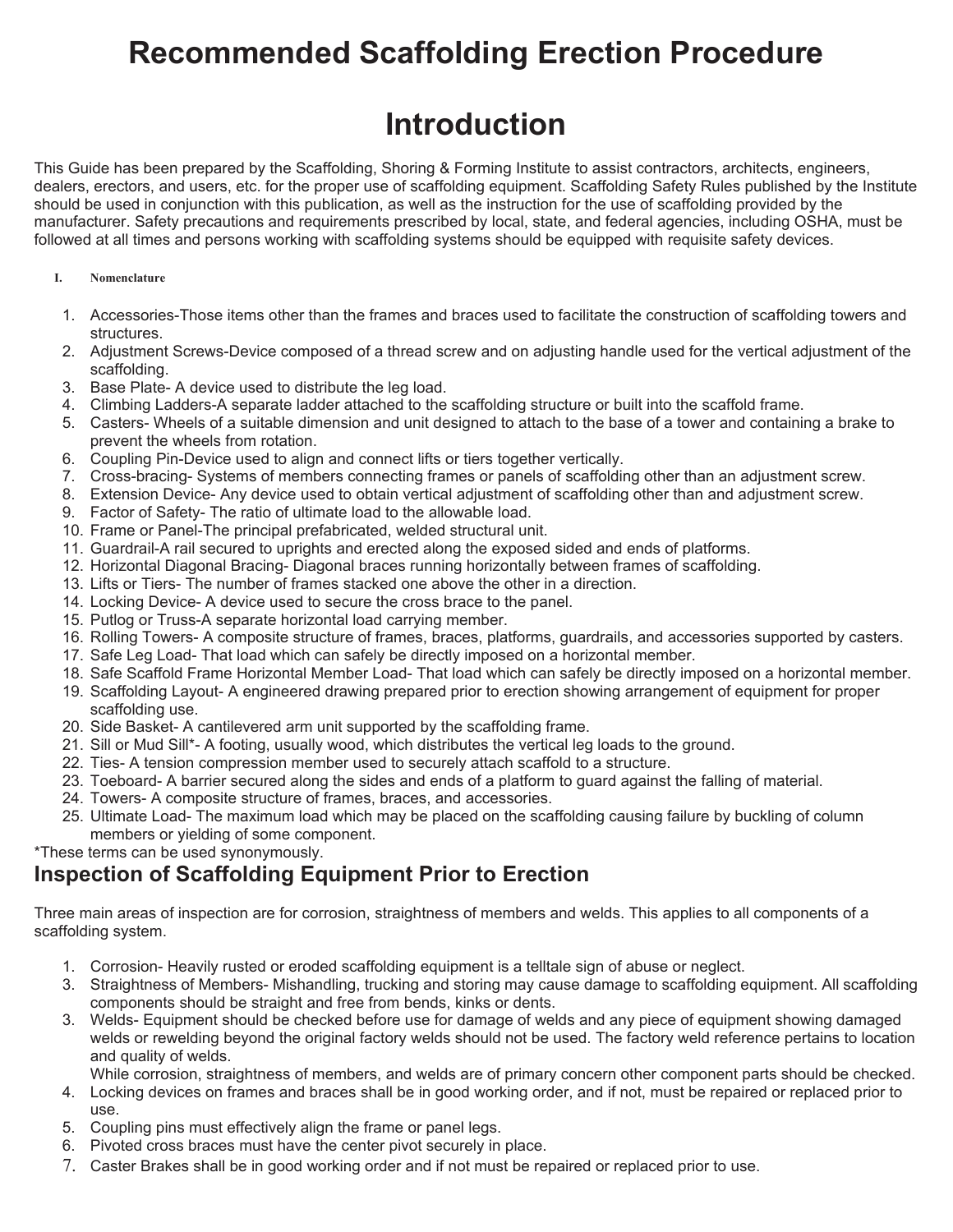# Recommended Scaffolding Erection Procedure

# Introduction

This Guide has been prepared by the Scaffolding, Shoring & Forming Institute to assist contractors, architects, engineers, dealers, erectors, and users, etc. for the proper use of scaffolding equipment. Scaffolding Safety Rules published by the Institute should be used in conjunction with this publication, as well as the instruction for the use of scaffolding provided by the manufacturer. Safety precautions and requirements prescribed by local, state, and federal agencies, including OSHA, must be followed at all times and persons working with scaffolding systems should be equipped with requisite safety devices.

**I. Nomenclature**

1. Accessories-Those items other than the frames and braces used to facilitate the construction of scaffolding towers and structures.
2. Adjustment Screws-Device composed of a thread screw and on adjusting handle used for the vertical adjustment of the scaffolding.
3. Base Plate- A device used to distribute the leg load.
4. Climbing Ladders-A separate ladder attached to the scaffolding structure or built into the scaffold frame.
5. Casters- Wheels of a suitable dimension and unit designed to attach to the base of a tower and containing a brake to prevent the wheels from rotation.
6. Coupling Pin-Device used to align and connect lifts or tiers together vertically.
7. Cross-bracing- Systems of members connecting frames or panels of scaffolding other than an adjustment screw.
8. Extension Device- Any device used to obtain vertical adjustment of scaffolding other than and adjustment screw.
9. Factor of Safety- The ratio of ultimate load to the allowable load.
10. Frame or Panel-The principal prefabricated, welded structural unit.
11. Guardrail-A rail secured to uprights and erected along the exposed sided and ends of platforms.
12. Horizontal Diagonal Bracing- Diagonal braces running horizontally between frames of scaffolding.
13. Lifts or Tiers- The number of frames stacked one above the other in a direction.
14. Locking Device- A device used to secure the cross brace to the panel.
15. Putlog or Truss-A separate horizontal load carrying member.
16. Rolling Towers- A composite structure of frames, braces, platforms, guardrails, and accessories supported by casters.
17. Safe Leg Load- That load which can safely be directly imposed on a horizontal member.
18. Safe Scaffold Frame Horizontal Member Load- That load which can safely be directly imposed on a horizontal member.
19. Scaffolding Layout- A engineered drawing prepared prior to erection showing arrangement of equipment for proper scaffolding use.
20. Side Basket- A cantilevered arm unit supported by the scaffolding frame.
21. Sill or Mud Sill*- A footing, usually wood, which distributes the vertical leg loads to the ground.
22. Ties- A tension compression member used to securely attach scaffold to a structure.
23. Toeboard- A barrier secured along the sides and ends of a platform to guard against the falling of material.
24. Towers- A composite structure of frames, braces, and accessories.
25. Ultimate Load- The maximum load which may be placed on the scaffolding causing failure by buckling of column members or yielding of some component.

*These terms can be used synonymously.

## Inspection of Scaffolding Equipment Prior to Erection

Three main areas of inspection are for corrosion, straightness of members and welds. This applies to all components of a scaffolding system.

1. Corrosion- Heavily rusted or eroded scaffolding equipment is a telltale sign of abuse or neglect.
3. Straightness of Members- Mishandling, trucking and storing may cause damage to scaffolding equipment. All scaffolding components should be straight and free from bends, kinks or dents.
3. Welds- Equipment should be checked before use for damage of welds and any piece of equipment showing damaged welds or rewelding beyond the original factory welds should not be used. The factory weld reference pertains to location and quality of welds.
   While corrosion, straightness of members, and welds are of primary concern other component parts should be checked.
4. Locking devices on frames and braces shall be in good working order, and if not, must be repaired or replaced prior to use.
5. Coupling pins must effectively align the frame or panel legs.
6. Pivoted cross braces must have the center pivot securely in place.
7. Caster Brakes shall be in good working order and if not must be repaired or replaced prior to use.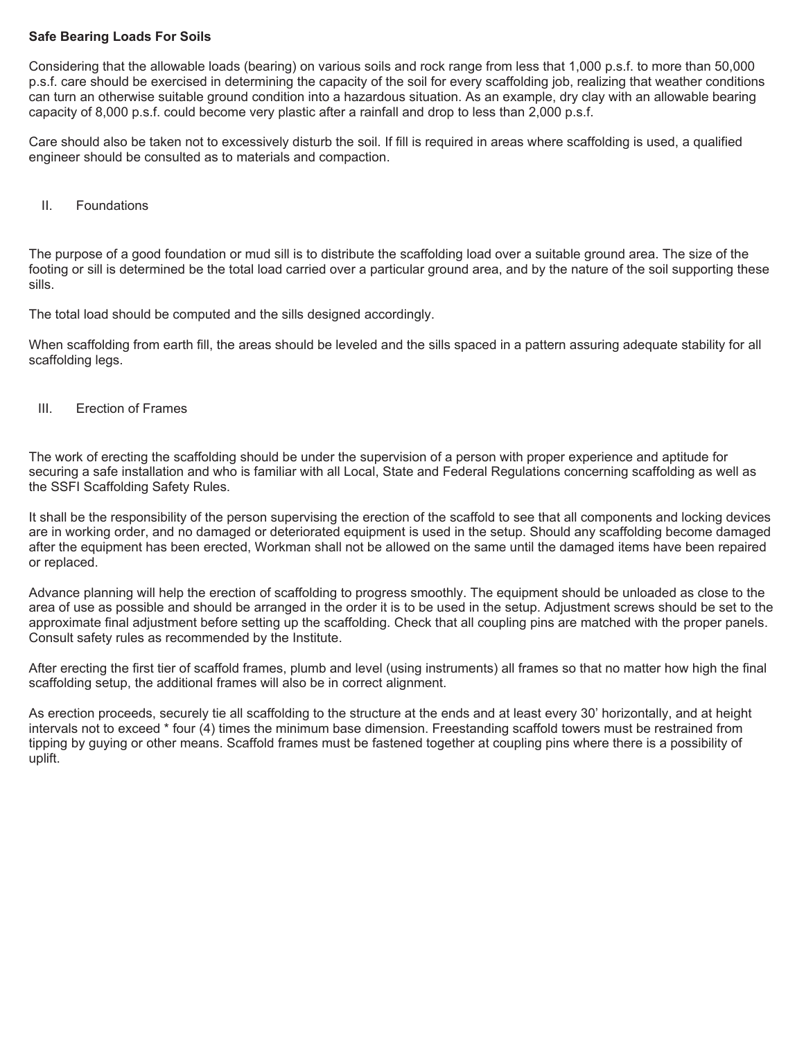**Safe Bearing Loads For Soils**

Considering that the allowable loads (bearing) on various soils and rock range from less that 1,000 p.s.f. to more than 50,000 p.s.f. care should be exercised in determining the capacity of the soil for every scaffolding job, realizing that weather conditions can turn an otherwise suitable ground condition into a hazardous situation. As an example, dry clay with an allowable bearing capacity of 8,000 p.s.f. could become very plastic after a rainfall and drop to less than 2,000 p.s.f.

Care should also be taken not to excessively disturb the soil. If fill is required in areas where scaffolding is used, a qualified engineer should be consulted as to materials and compaction.

## II. Foundations

The purpose of a good foundation or mud sill is to distribute the scaffolding load over a suitable ground area. The size of the footing or sill is determined be the total load carried over a particular ground area, and by the nature of the soil supporting these sills.

The total load should be computed and the sills designed accordingly.

When scaffolding from earth fill, the areas should be leveled and the sills spaced in a pattern assuring adequate stability for all scaffolding legs.

## III. Erection of Frames

The work of erecting the scaffolding should be under the supervision of a person with proper experience and aptitude for securing a safe installation and who is familiar with all Local, State and Federal Regulations concerning scaffolding as well as the SSFI Scaffolding Safety Rules.

It shall be the responsibility of the person supervising the erection of the scaffold to see that all components and locking devices are in working order, and no damaged or deteriorated equipment is used in the setup. Should any scaffolding become damaged after the equipment has been erected, Workman shall not be allowed on the same until the damaged items have been repaired or replaced.

Advance planning will help the erection of scaffolding to progress smoothly. The equipment should be unloaded as close to the area of use as possible and should be arranged in the order it is to be used in the setup. Adjustment screws should be set to the approximate final adjustment before setting up the scaffolding. Check that all coupling pins are matched with the proper panels. Consult safety rules as recommended by the Institute.

After erecting the first tier of scaffold frames, plumb and level (using instruments) all frames so that no matter how high the final scaffolding setup, the additional frames will also be in correct alignment.

As erection proceeds, securely tie all scaffolding to the structure at the ends and at least every 30’ horizontally, and at height intervals not to exceed * four (4) times the minimum base dimension. Freestanding scaffold towers must be restrained from tipping by guying or other means. Scaffold frames must be fastened together at coupling pins where there is a possibility of uplift.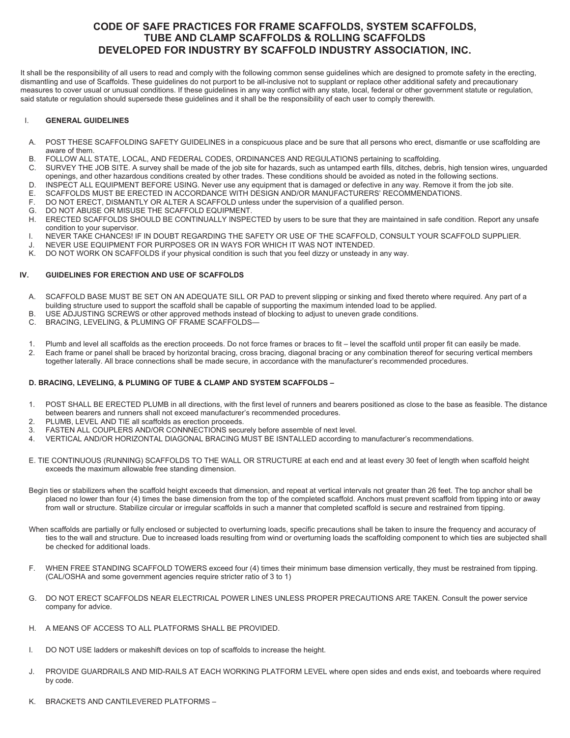# CODE OF SAFE PRACTICES FOR FRAME SCAFFOLDS, SYSTEM SCAFFOLDS, TUBE AND CLAMP SCAFFOLDS & ROLLING SCAFFOLDS DEVELOPED FOR INDUSTRY BY SCAFFOLD INDUSTRY ASSOCIATION, INC.

It shall be the responsibility of all users to read and comply with the following common sense guidelines which are designed to promote safety in the erecting, dismantling and use of Scaffolds. These guidelines do not purport to be all-inclusive not to supplant or replace other additional safety and precautionary measures to cover usual or unusual conditions. If these guidelines in any way conflict with any state, local, federal or other government statute or regulation, said statute or regulation should supersede these guidelines and it shall be the responsibility of each user to comply therewith.

## I. GENERAL GUIDELINES

A. POST THESE SCAFFOLDING SAFETY GUIDELINES in a conspicuous place and be sure that all persons who erect, dismantle or use scaffolding are aware of them.
B. FOLLOW ALL STATE, LOCAL, AND FEDERAL CODES, ORDINANCES AND REGULATIONS pertaining to scaffolding.
C. SURVEY THE JOB SITE. A survey shall be made of the job site for hazards, such as untamped earth fills, ditches, debris, high tension wires, unguarded openings, and other hazardous conditions created by other trades. These conditions should be avoided as noted in the following sections.
D. INSPECT ALL EQUIPMENT BEFORE USING. Never use any equipment that is damaged or defective in any way. Remove it from the job site.
E. SCAFFOLDS MUST BE ERECTED IN ACCORDANCE WITH DESIGN AND/OR MANUFACTURERS' RECOMMENDATIONS.
F. DO NOT ERECT, DISMANTLY OR ALTER A SCAFFOLD unless under the supervision of a qualified person.
G. DO NOT ABUSE OR MISUSE THE SCAFFOLD EQUIPMENT.
H. ERECTED SCAFFOLDS SHOULD BE CONTINUALLY INSPECTED by users to be sure that they are maintained in safe condition. Report any unsafe condition to your supervisor.
I. NEVER TAKE CHANCES! IF IN DOUBT REGARDING THE SAFETY OR USE OF THE SCAFFOLD, CONSULT YOUR SCAFFOLD SUPPLIER.
J. NEVER USE EQUIPMENT FOR PURPOSES OR IN WAYS FOR WHICH IT WAS NOT INTENDED.
K. DO NOT WORK ON SCAFFOLDS if your physical condition is such that you feel dizzy or unsteady in any way.

## IV. GUIDELINES FOR ERECTION AND USE OF SCAFFOLDS

A. SCAFFOLD BASE MUST BE SET ON AN ADEQUATE SILL OR PAD to prevent slipping or sinking and fixed thereto where required. Any part of a building structure used to support the scaffold shall be capable of supporting the maximum intended load to be applied.
B. USE ADJUSTING SCREWS or other approved methods instead of blocking to adjust to uneven grade conditions.
C. BRACING, LEVELING, & PLUMING OF FRAME SCAFFOLDS—

1. Plumb and level all scaffolds as the erection proceeds. Do not force frames or braces to fit – level the scaffold until proper fit can easily be made.
2. Each frame or panel shall be braced by horizontal bracing, cross bracing, diagonal bracing or any combination thereof for securing vertical members together laterally. All brace connections shall be made secure, in accordance with the manufacturer's recommended procedures.

**D. BRACING, LEVELING, & PLUMING OF TUBE & CLAMP AND SYSTEM SCAFFOLDS –**

1. POST SHALL BE ERECTED PLUMB in all directions, with the first level of runners and bearers positioned as close to the base as feasible. The distance between bearers and runners shall not exceed manufacturer's recommended procedures.
2. PLUMB, LEVEL AND TIE all scaffolds as erection proceeds.
3. FASTEN ALL COUPLERS AND/OR CONNNECTIONS securely before assemble of next level.
4. VERTICAL AND/OR HORIZONTAL DIAGONAL BRACING MUST BE ISNTALLED according to manufacturer's recommendations.

E. TIE CONTINUOUS (RUNNING) SCAFFOLDS TO THE WALL OR STRUCTURE at each end and at least every 30 feet of length when scaffold height exceeds the maximum allowable free standing dimension.

Begin ties or stabilizers when the scaffold height exceeds that dimension, and repeat at vertical intervals not greater than 26 feet. The top anchor shall be placed no lower than four (4) times the base dimension from the top of the completed scaffold. Anchors must prevent scaffold from tipping into or away from wall or structure. Stabilize circular or irregular scaffolds in such a manner that completed scaffold is secure and restrained from tipping.

When scaffolds are partially or fully enclosed or subjected to overturning loads, specific precautions shall be taken to insure the frequency and accuracy of ties to the wall and structure. Due to increased loads resulting from wind or overturning loads the scaffolding component to which ties are subjected shall be checked for additional loads.

F. WHEN FREE STANDING SCAFFOLD TOWERS exceed four (4) times their minimum base dimension vertically, they must be restrained from tipping. (CAL/OSHA and some government agencies require stricter ratio of 3 to 1)

G. DO NOT ERECT SCAFFOLDS NEAR ELECTRICAL POWER LINES UNLESS PROPER PRECAUTIONS ARE TAKEN. Consult the power service company for advice.

H. A MEANS OF ACCESS TO ALL PLATFORMS SHALL BE PROVIDED.

I. DO NOT USE ladders or makeshift devices on top of scaffolds to increase the height.

J. PROVIDE GUARDRAILS AND MID-RAILS AT EACH WORKING PLATFORM LEVEL where open sides and ends exist, and toeboards where required by code.

K. BRACKETS AND CANTILEVERED PLATFORMS –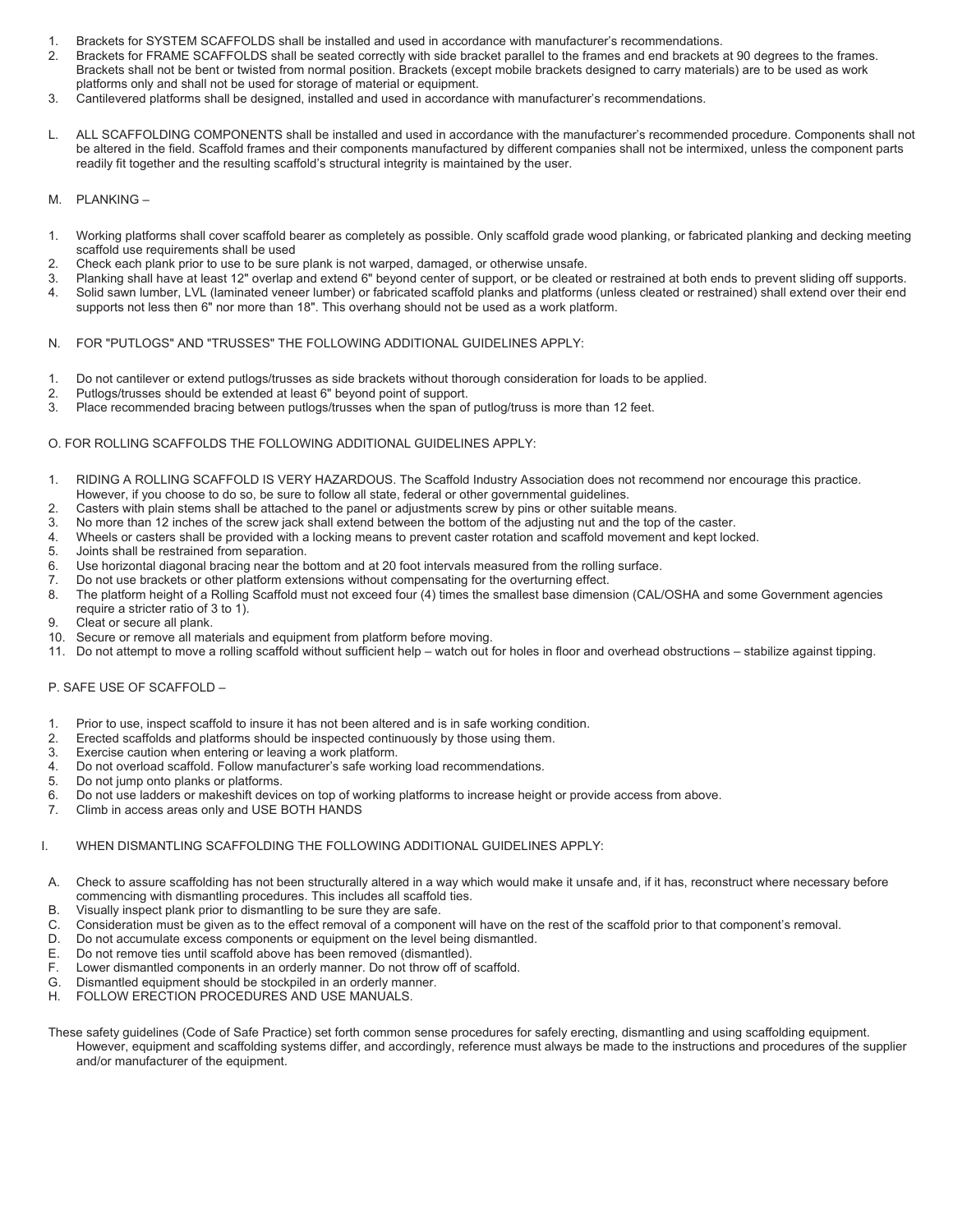1. Brackets for SYSTEM SCAFFOLDS shall be installed and used in accordance with manufacturer's recommendations.
2. Brackets for FRAME SCAFFOLDS shall be seated correctly with side bracket parallel to the frames and end brackets at 90 degrees to the frames. Brackets shall not be bent or twisted from normal position. Brackets (except mobile brackets designed to carry materials) are to be used as work platforms only and shall not be used for storage of material or equipment.
3. Cantilevered platforms shall be designed, installed and used in accordance with manufacturer's recommendations.

L. ALL SCAFFOLDING COMPONENTS shall be installed and used in accordance with the manufacturer's recommended procedure. Components shall not be altered in the field. Scaffold frames and their components manufactured by different companies shall not be intermixed, unless the component parts readily fit together and the resulting scaffold's structural integrity is maintained by the user.

M. PLANKING –

1. Working platforms shall cover scaffold bearer as completely as possible. Only scaffold grade wood planking, or fabricated planking and decking meeting scaffold use requirements shall be used
2. Check each plank prior to use to be sure plank is not warped, damaged, or otherwise unsafe.
3. Planking shall have at least 12" overlap and extend 6" beyond center of support, or be cleated or restrained at both ends to prevent sliding off supports.
4. Solid sawn lumber, LVL (laminated veneer lumber) or fabricated scaffold planks and platforms (unless cleated or restrained) shall extend over their end supports not less then 6" nor more than 18". This overhang should not be used as a work platform.

N. FOR "PUTLOGS" AND "TRUSSES" THE FOLLOWING ADDITIONAL GUIDELINES APPLY:

1. Do not cantilever or extend putlogs/trusses as side brackets without thorough consideration for loads to be applied.
2. Putlogs/trusses should be extended at least 6" beyond point of support.
3. Place recommended bracing between putlogs/trusses when the span of putlog/truss is more than 12 feet.

O. FOR ROLLING SCAFFOLDS THE FOLLOWING ADDITIONAL GUIDELINES APPLY:

1. RIDING A ROLLING SCAFFOLD IS VERY HAZARDOUS. The Scaffold Industry Association does not recommend nor encourage this practice. However, if you choose to do so, be sure to follow all state, federal or other governmental guidelines.
2. Casters with plain stems shall be attached to the panel or adjustments screw by pins or other suitable means.
3. No more than 12 inches of the screw jack shall extend between the bottom of the adjusting nut and the top of the caster.
4. Wheels or casters shall be provided with a locking means to prevent caster rotation and scaffold movement and kept locked.
5. Joints shall be restrained from separation.
6. Use horizontal diagonal bracing near the bottom and at 20 foot intervals measured from the rolling surface.
7. Do not use brackets or other platform extensions without compensating for the overturning effect.
8. The platform height of a Rolling Scaffold must not exceed four (4) times the smallest base dimension (CAL/OSHA and some Government agencies require a stricter ratio of 3 to 1).
9. Cleat or secure all plank.
10. Secure or remove all materials and equipment from platform before moving.
11. Do not attempt to move a rolling scaffold without sufficient help – watch out for holes in floor and overhead obstructions – stabilize against tipping.

P. SAFE USE OF SCAFFOLD –

1. Prior to use, inspect scaffold to insure it has not been altered and is in safe working condition.
2. Erected scaffolds and platforms should be inspected continuously by those using them.
3. Exercise caution when entering or leaving a work platform.
4. Do not overload scaffold. Follow manufacturer's safe working load recommendations.
5. Do not jump onto planks or platforms.
6. Do not use ladders or makeshift devices on top of working platforms to increase height or provide access from above.
7. Climb in access areas only and USE BOTH HANDS

I. WHEN DISMANTLING SCAFFOLDING THE FOLLOWING ADDITIONAL GUIDELINES APPLY:

A. Check to assure scaffolding has not been structurally altered in a way which would make it unsafe and, if it has, reconstruct where necessary before commencing with dismantling procedures. This includes all scaffold ties.
B. Visually inspect plank prior to dismantling to be sure they are safe.
C. Consideration must be given as to the effect removal of a component will have on the rest of the scaffold prior to that component's removal.
D. Do not accumulate excess components or equipment on the level being dismantled.
E. Do not remove ties until scaffold above has been removed (dismantled).
F. Lower dismantled components in an orderly manner. Do not throw off of scaffold.
G. Dismantled equipment should be stockpiled in an orderly manner.
H. FOLLOW ERECTION PROCEDURES AND USE MANUALS.

These safety guidelines (Code of Safe Practice) set forth common sense procedures for safely erecting, dismantling and using scaffolding equipment. However, equipment and scaffolding systems differ, and accordingly, reference must always be made to the instructions and procedures of the supplier and/or manufacturer of the equipment.